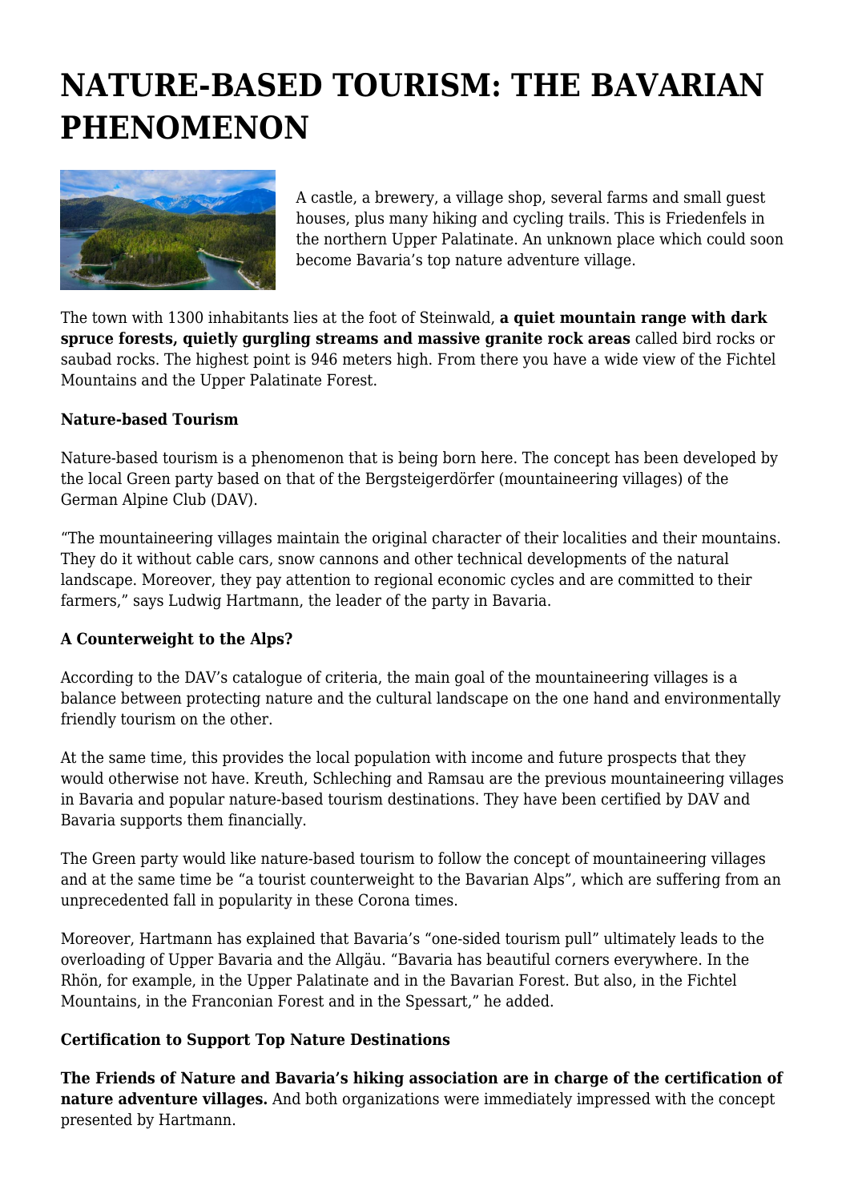# NATURE-BASED TOURISM: THE BAVARIAN PHENOMENON

A castle, a brewery, a village shop, several farms and small guest houses, plus many hiking and cycling trails. This is Friedenfels in the northern Upper Palatinate. An unknown place which could soon become Bavaria's top nature adventure village.

The town with 1300 inhabitants lies at the foot of Steinwald, **a quiet mountain range with dark spruce forests, quietly gurgling streams and massive granite rock areas** called bird rocks or saubad rocks. The highest point is 946 meters high. From there you have a wide view of the Fichtel Mountains and the Upper Palatinate Forest.

**Nature-based Tourism**

Nature-based tourism is a phenomenon that is being born here. The concept has been developed by the local Green party based on that of the Bergsteigerdörfer (mountaineering villages) of the German Alpine Club (DAV).

"The mountaineering villages maintain the original character of their localities and their mountains. They do it without cable cars, snow cannons and other technical developments of the natural landscape. Moreover, they pay attention to regional economic cycles and are committed to their farmers," says Ludwig Hartmann, the leader of the party in Bavaria.

**A Counterweight to the Alps?**

According to the DAV's catalogue of criteria, the main goal of the mountaineering villages is a balance between protecting nature and the cultural landscape on the one hand and environmentally friendly tourism on the other.

At the same time, this provides the local population with income and future prospects that they would otherwise not have. Kreuth, Schleching and Ramsau are the previous mountaineering villages in Bavaria and popular nature-based tourism destinations. They have been certified by DAV and Bavaria supports them financially.

The Green party would like nature-based tourism to follow the concept of mountaineering villages and at the same time be "a tourist counterweight to the Bavarian Alps", which are suffering from an unprecedented fall in popularity in these Corona times.

Moreover, Hartmann has explained that Bavaria's "one-sided tourism pull" ultimately leads to the overloading of Upper Bavaria and the Allgäu. "Bavaria has beautiful corners everywhere. In the Rhön, for example, in the Upper Palatinate and in the Bavarian Forest. But also, in the Fichtel Mountains, in the Franconian Forest and in the Spessart," he added.

**Certification to Support Top Nature Destinations**

**The Friends of Nature and Bavaria's hiking association are in charge of the certification of nature adventure villages.** And both organizations were immediately impressed with the concept presented by Hartmann.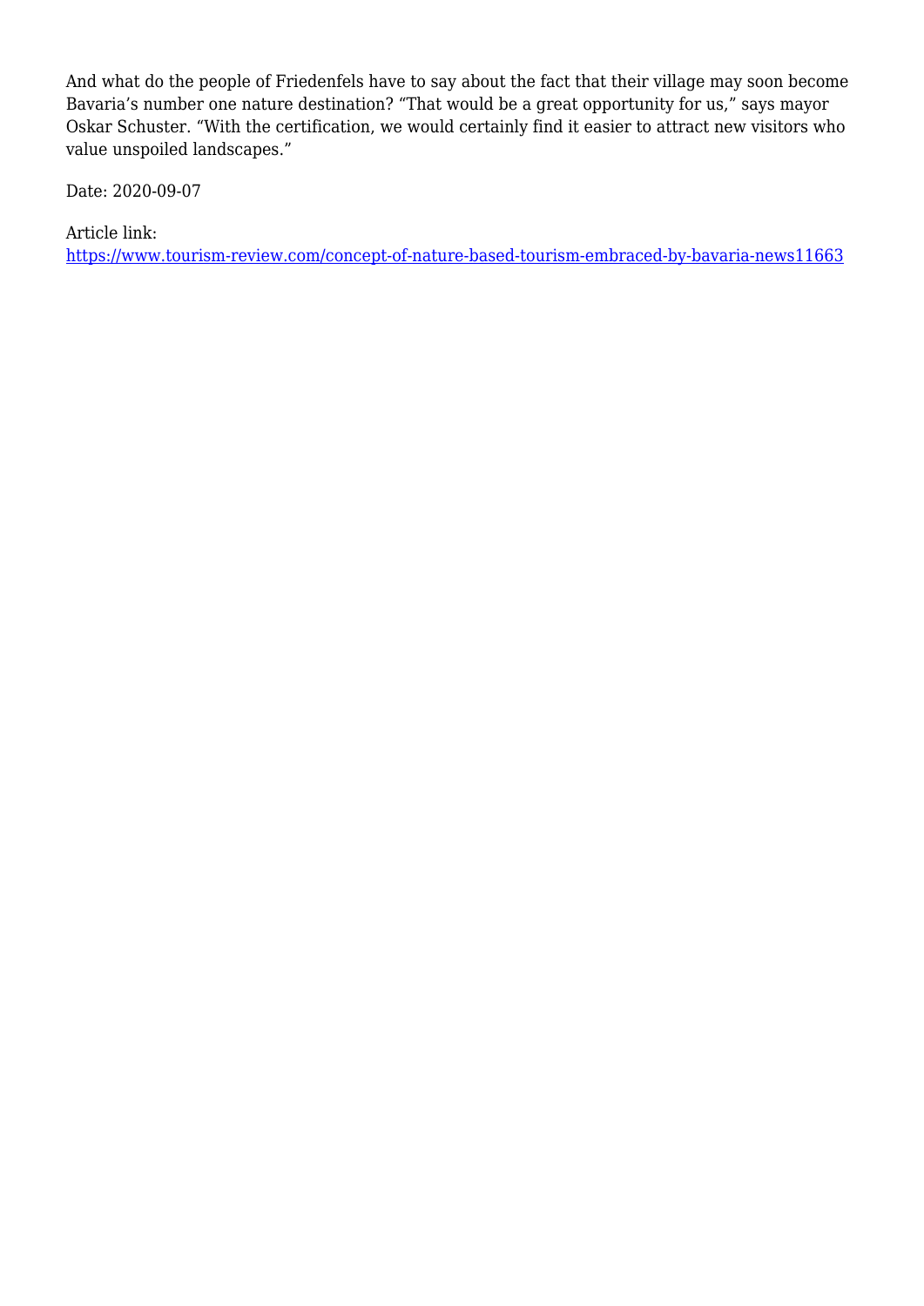And what do the people of Friedenfels have to say about the fact that their village may soon become Bavaria's number one nature destination? "That would be a great opportunity for us," says mayor Oskar Schuster. "With the certification, we would certainly find it easier to attract new visitors who value unspoiled landscapes."

Date: 2020-09-07

Article link:
[https://www.tourism-review.com/concept-of-nature-based-tourism-embraced-by-bavaria-news11663](https://www.tourism-review.com/concept-of-nature-based-tourism-embraced-by-bavaria-news11663)